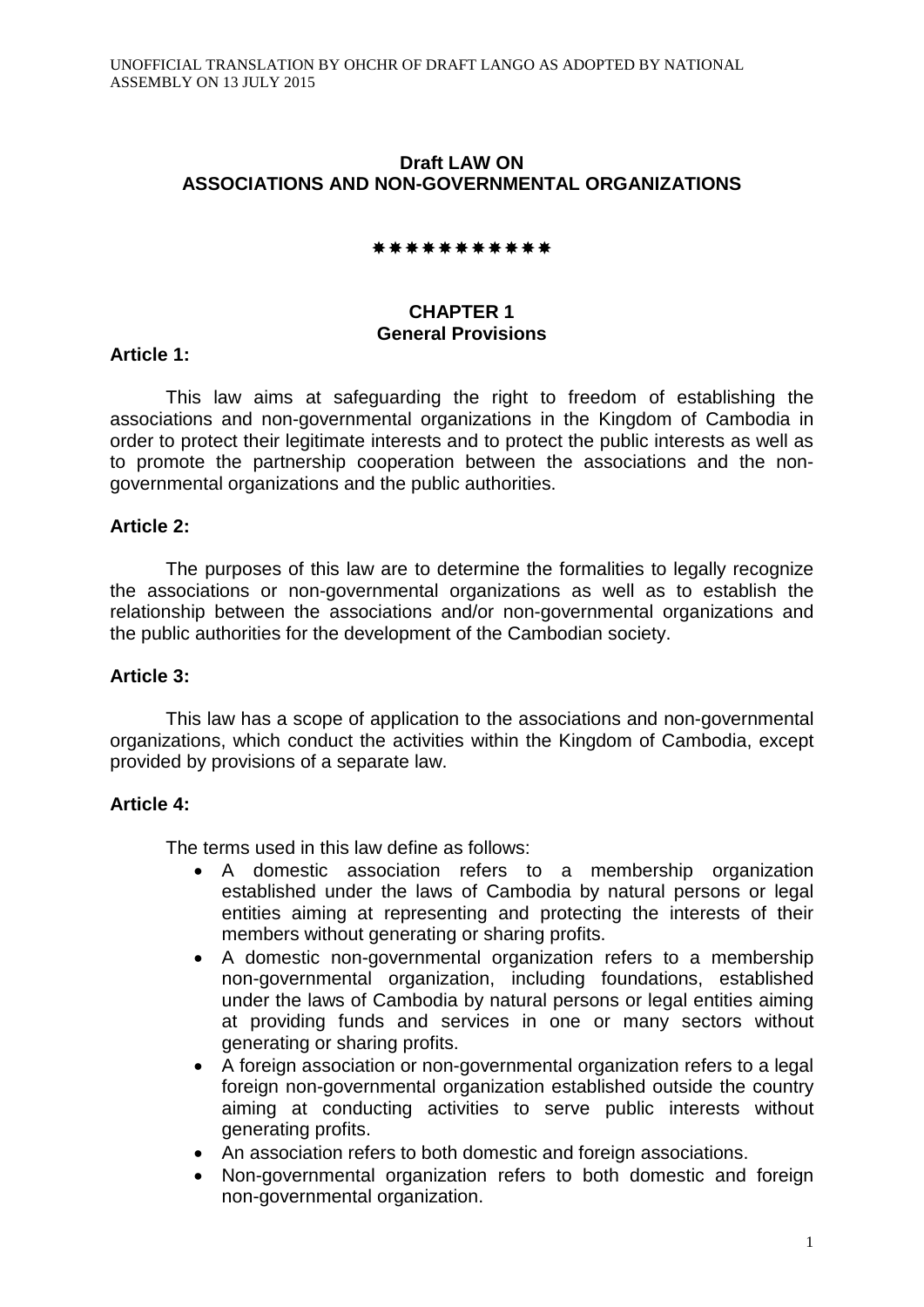UNOFFICIAL TRANSLATION BY OHCHR OF DRAFT LANGO AS ADOPTED BY NATIONAL ASSEMBLY ON 13 JULY 2015

# Draft LAW ON ASSOCIATIONS AND NON-GOVERNMENTAL ORGANIZATIONS

\*\*\*\*\*\*\*\*\*\*\*

## CHAPTER 1
## General Provisions

**Article 1:**

This law aims at safeguarding the right to freedom of establishing the associations and non-governmental organizations in the Kingdom of Cambodia in order to protect their legitimate interests and to protect the public interests as well as to promote the partnership cooperation between the associations and the non-governmental organizations and the public authorities.

**Article 2:**

The purposes of this law are to determine the formalities to legally recognize the associations or non-governmental organizations as well as to establish the relationship between the associations and/or non-governmental organizations and the public authorities for the development of the Cambodian society.

**Article 3:**

This law has a scope of application to the associations and non-governmental organizations, which conduct the activities within the Kingdom of Cambodia, except provided by provisions of a separate law.

**Article 4:**

The terms used in this law define as follows:

- A domestic association refers to a membership organization established under the laws of Cambodia by natural persons or legal entities aiming at representing and protecting the interests of their members without generating or sharing profits.
- A domestic non-governmental organization refers to a membership non-governmental organization, including foundations, established under the laws of Cambodia by natural persons or legal entities aiming at providing funds and services in one or many sectors without generating or sharing profits.
- A foreign association or non-governmental organization refers to a legal foreign non-governmental organization established outside the country aiming at conducting activities to serve public interests without generating profits.
- An association refers to both domestic and foreign associations.
- Non-governmental organization refers to both domestic and foreign non-governmental organization.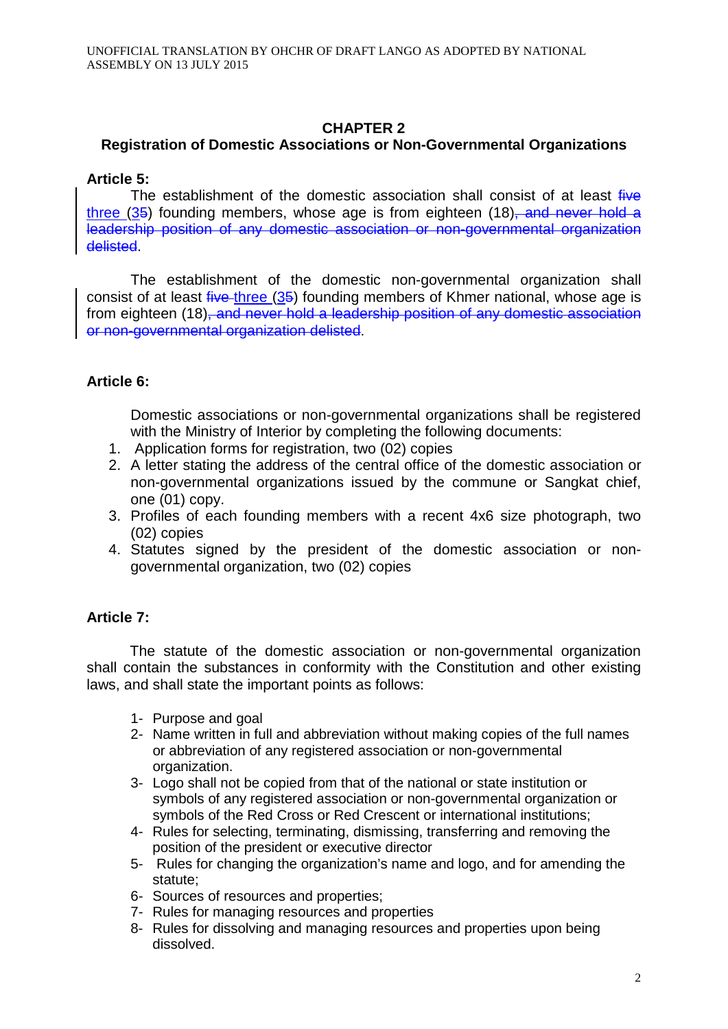## CHAPTER 2

## Registration of Domestic Associations or Non-Governmental Organizations

### Article 5:

The establishment of the domestic association shall consist of at least ~~five~~ three (3~~5~~) founding members, whose age is from eighteen (18)~~, and never hold a leadership position of any domestic association or non-governmental organization delisted~~.

The establishment of the domestic non-governmental organization shall consist of at least ~~five~~ three (3~~5~~) founding members of Khmer national, whose age is from eighteen (18)~~, and never hold a leadership position of any domestic association or non-governmental organization delisted~~.

### Article 6:

Domestic associations or non-governmental organizations shall be registered with the Ministry of Interior by completing the following documents:

1. Application forms for registration, two (02) copies
2. A letter stating the address of the central office of the domestic association or non-governmental organizations issued by the commune or Sangkat chief, one (01) copy.
3. Profiles of each founding members with a recent 4x6 size photograph, two (02) copies
4. Statutes signed by the president of the domestic association or non-governmental organization, two (02) copies

### Article 7:

The statute of the domestic association or non-governmental organization shall contain the substances in conformity with the Constitution and other existing laws, and shall state the important points as follows:

1- Purpose and goal
2- Name written in full and abbreviation without making copies of the full names or abbreviation of any registered association or non-governmental organization.
3- Logo shall not be copied from that of the national or state institution or symbols of any registered association or non-governmental organization or symbols of the Red Cross or Red Crescent or international institutions;
4- Rules for selecting, terminating, dismissing, transferring and removing the position of the president or executive director
5- Rules for changing the organization's name and logo, and for amending the statute;
6- Sources of resources and properties;
7- Rules for managing resources and properties
8- Rules for dissolving and managing resources and properties upon being dissolved.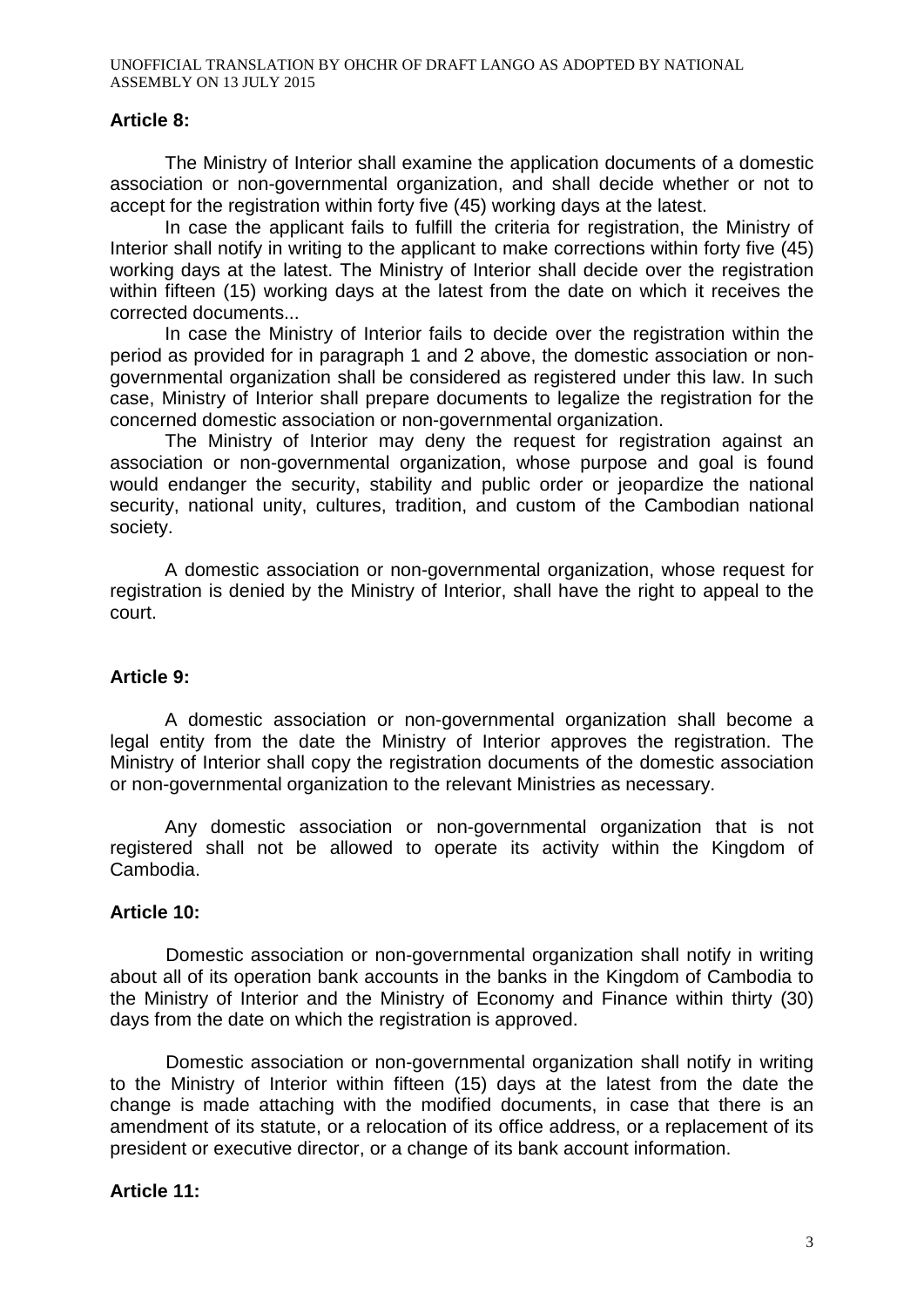**Article 8:**

The Ministry of Interior shall examine the application documents of a domestic association or non-governmental organization, and shall decide whether or not to accept for the registration within forty five (45) working days at the latest.

In case the applicant fails to fulfill the criteria for registration, the Ministry of Interior shall notify in writing to the applicant to make corrections within forty five (45) working days at the latest. The Ministry of Interior shall decide over the registration within fifteen (15) working days at the latest from the date on which it receives the corrected documents...

In case the Ministry of Interior fails to decide over the registration within the period as provided for in paragraph 1 and 2 above, the domestic association or non-governmental organization shall be considered as registered under this law. In such case, Ministry of Interior shall prepare documents to legalize the registration for the concerned domestic association or non-governmental organization.

The Ministry of Interior may deny the request for registration against an association or non-governmental organization, whose purpose and goal is found would endanger the security, stability and public order or jeopardize the national security, national unity, cultures, tradition, and custom of the Cambodian national society.

A domestic association or non-governmental organization, whose request for registration is denied by the Ministry of Interior, shall have the right to appeal to the court.

**Article 9:**

A domestic association or non-governmental organization shall become a legal entity from the date the Ministry of Interior approves the registration. The Ministry of Interior shall copy the registration documents of the domestic association or non-governmental organization to the relevant Ministries as necessary.

Any domestic association or non-governmental organization that is not registered shall not be allowed to operate its activity within the Kingdom of Cambodia.

**Article 10:**

Domestic association or non-governmental organization shall notify in writing about all of its operation bank accounts in the banks in the Kingdom of Cambodia to the Ministry of Interior and the Ministry of Economy and Finance within thirty (30) days from the date on which the registration is approved.

Domestic association or non-governmental organization shall notify in writing to the Ministry of Interior within fifteen (15) days at the latest from the date the change is made attaching with the modified documents, in case that there is an amendment of its statute, or a relocation of its office address, or a replacement of its president or executive director, or a change of its bank account information.

**Article 11:**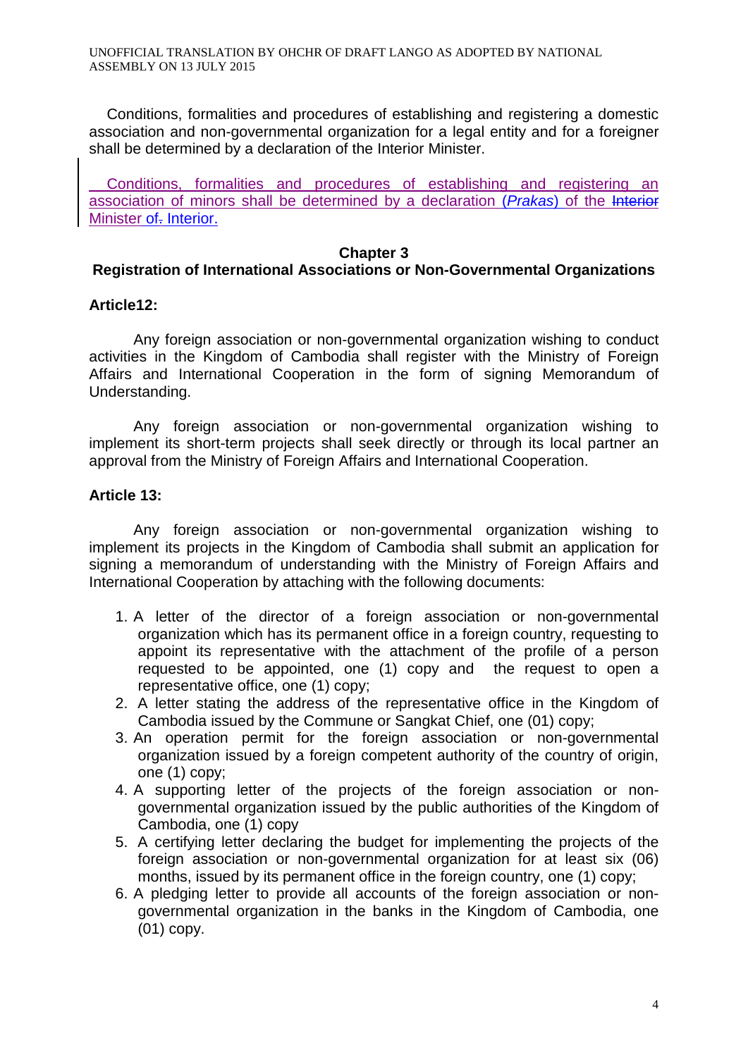Conditions, formalities and procedures of establishing and registering a domestic association and non-governmental organization for a legal entity and for a foreigner shall be determined by a declaration of the Interior Minister.

Conditions, formalities and procedures of establishing and registering an association of minors shall be determined by a declaration (*Prakas*) of the ~~Interior~~ Minister of~~.~~ Interior.

## Chapter 3
## Registration of International Associations or Non-Governmental Organizations

### Article12:

Any foreign association or non-governmental organization wishing to conduct activities in the Kingdom of Cambodia shall register with the Ministry of Foreign Affairs and International Cooperation in the form of signing Memorandum of Understanding.

Any foreign association or non-governmental organization wishing to implement its short-term projects shall seek directly or through its local partner an approval from the Ministry of Foreign Affairs and International Cooperation.

### Article 13:

Any foreign association or non-governmental organization wishing to implement its projects in the Kingdom of Cambodia shall submit an application for signing a memorandum of understanding with the Ministry of Foreign Affairs and International Cooperation by attaching with the following documents:

1. A letter of the director of a foreign association or non-governmental organization which has its permanent office in a foreign country, requesting to appoint its representative with the attachment of the profile of a person requested to be appointed, one (1) copy and the request to open a representative office, one (1) copy;
2. A letter stating the address of the representative office in the Kingdom of Cambodia issued by the Commune or Sangkat Chief, one (01) copy;
3. An operation permit for the foreign association or non-governmental organization issued by a foreign competent authority of the country of origin, one (1) copy;
4. A supporting letter of the projects of the foreign association or non-governmental organization issued by the public authorities of the Kingdom of Cambodia, one (1) copy
5. A certifying letter declaring the budget for implementing the projects of the foreign association or non-governmental organization for at least six (06) months, issued by its permanent office in the foreign country, one (1) copy;
6. A pledging letter to provide all accounts of the foreign association or non-governmental organization in the banks in the Kingdom of Cambodia, one (01) copy.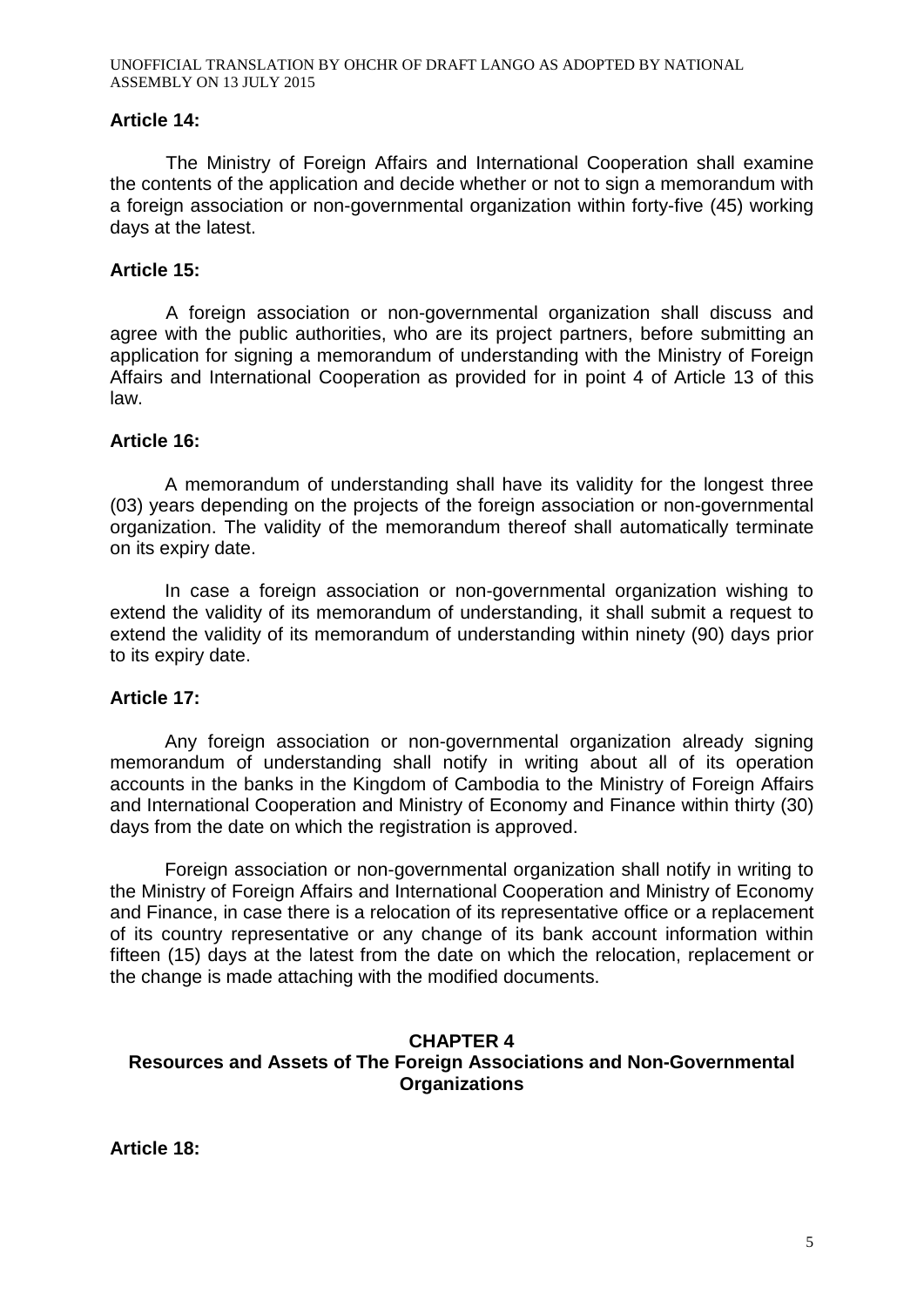**Article 14:**

The Ministry of Foreign Affairs and International Cooperation shall examine the contents of the application and decide whether or not to sign a memorandum with a foreign association or non-governmental organization within forty-five (45) working days at the latest.

**Article 15:**

A foreign association or non-governmental organization shall discuss and agree with the public authorities, who are its project partners, before submitting an application for signing a memorandum of understanding with the Ministry of Foreign Affairs and International Cooperation as provided for in point 4 of Article 13 of this law.

**Article 16:**

A memorandum of understanding shall have its validity for the longest three (03) years depending on the projects of the foreign association or non-governmental organization. The validity of the memorandum thereof shall automatically terminate on its expiry date.

In case a foreign association or non-governmental organization wishing to extend the validity of its memorandum of understanding, it shall submit a request to extend the validity of its memorandum of understanding within ninety (90) days prior to its expiry date.

**Article 17:**

Any foreign association or non-governmental organization already signing memorandum of understanding shall notify in writing about all of its operation accounts in the banks in the Kingdom of Cambodia to the Ministry of Foreign Affairs and International Cooperation and Ministry of Economy and Finance within thirty (30) days from the date on which the registration is approved.

Foreign association or non-governmental organization shall notify in writing to the Ministry of Foreign Affairs and International Cooperation and Ministry of Economy and Finance, in case there is a relocation of its representative office or a replacement of its country representative or any change of its bank account information within fifteen (15) days at the latest from the date on which the relocation, replacement or the change is made attaching with the modified documents.

## CHAPTER 4
## Resources and Assets of The Foreign Associations and Non-Governmental Organizations

**Article 18:**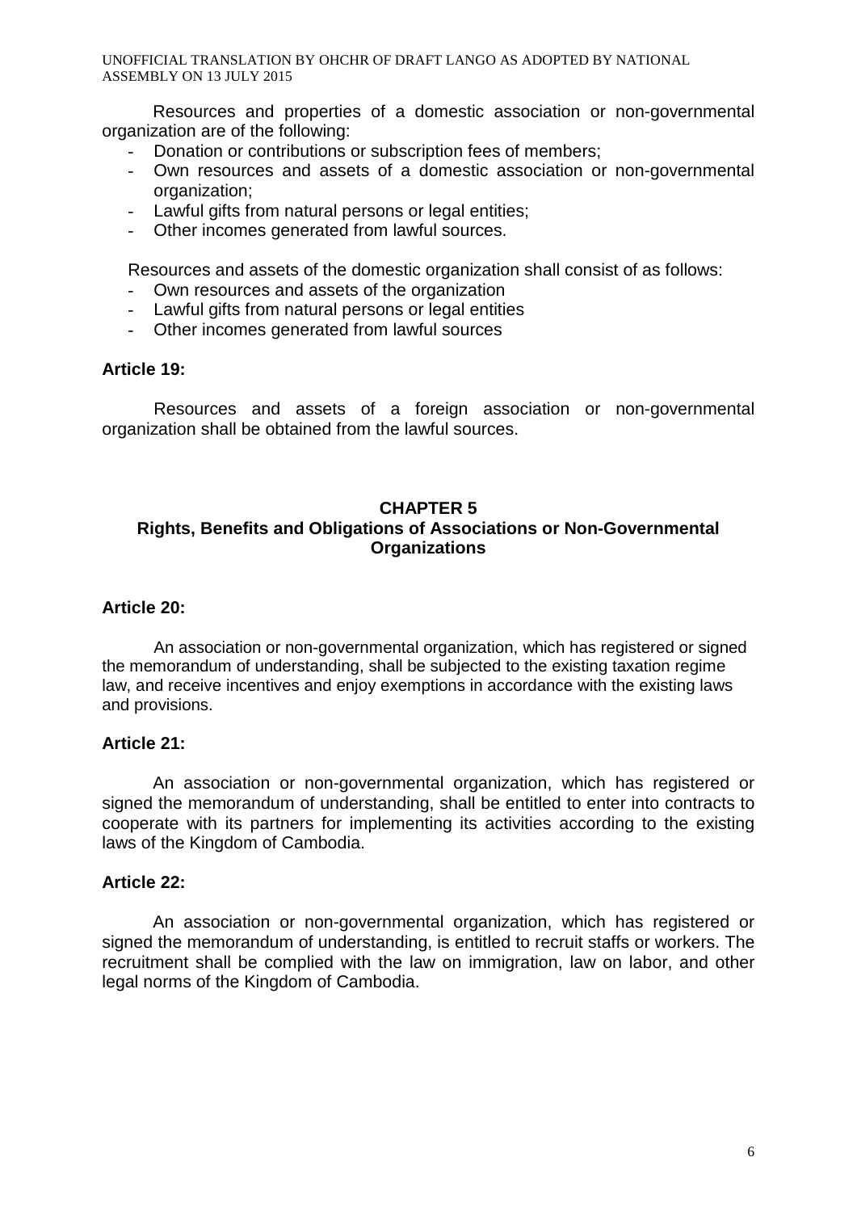Resources and properties of a domestic association or non-governmental organization are of the following:

- Donation or contributions or subscription fees of members;
- Own resources and assets of a domestic association or non-governmental organization;
- Lawful gifts from natural persons or legal entities;
- Other incomes generated from lawful sources.

Resources and assets of the domestic organization shall consist of as follows:

- Own resources and assets of the organization
- Lawful gifts from natural persons or legal entities
- Other incomes generated from lawful sources

**Article 19:**

Resources and assets of a foreign association or non-governmental organization shall be obtained from the lawful sources.

## CHAPTER 5
## Rights, Benefits and Obligations of Associations or Non-Governmental Organizations

**Article 20:**

An association or non-governmental organization, which has registered or signed the memorandum of understanding, shall be subjected to the existing taxation regime law, and receive incentives and enjoy exemptions in accordance with the existing laws and provisions.

**Article 21:**

An association or non-governmental organization, which has registered or signed the memorandum of understanding, shall be entitled to enter into contracts to cooperate with its partners for implementing its activities according to the existing laws of the Kingdom of Cambodia.

**Article 22:**

An association or non-governmental organization, which has registered or signed the memorandum of understanding, is entitled to recruit staffs or workers. The recruitment shall be complied with the law on immigration, law on labor, and other legal norms of the Kingdom of Cambodia.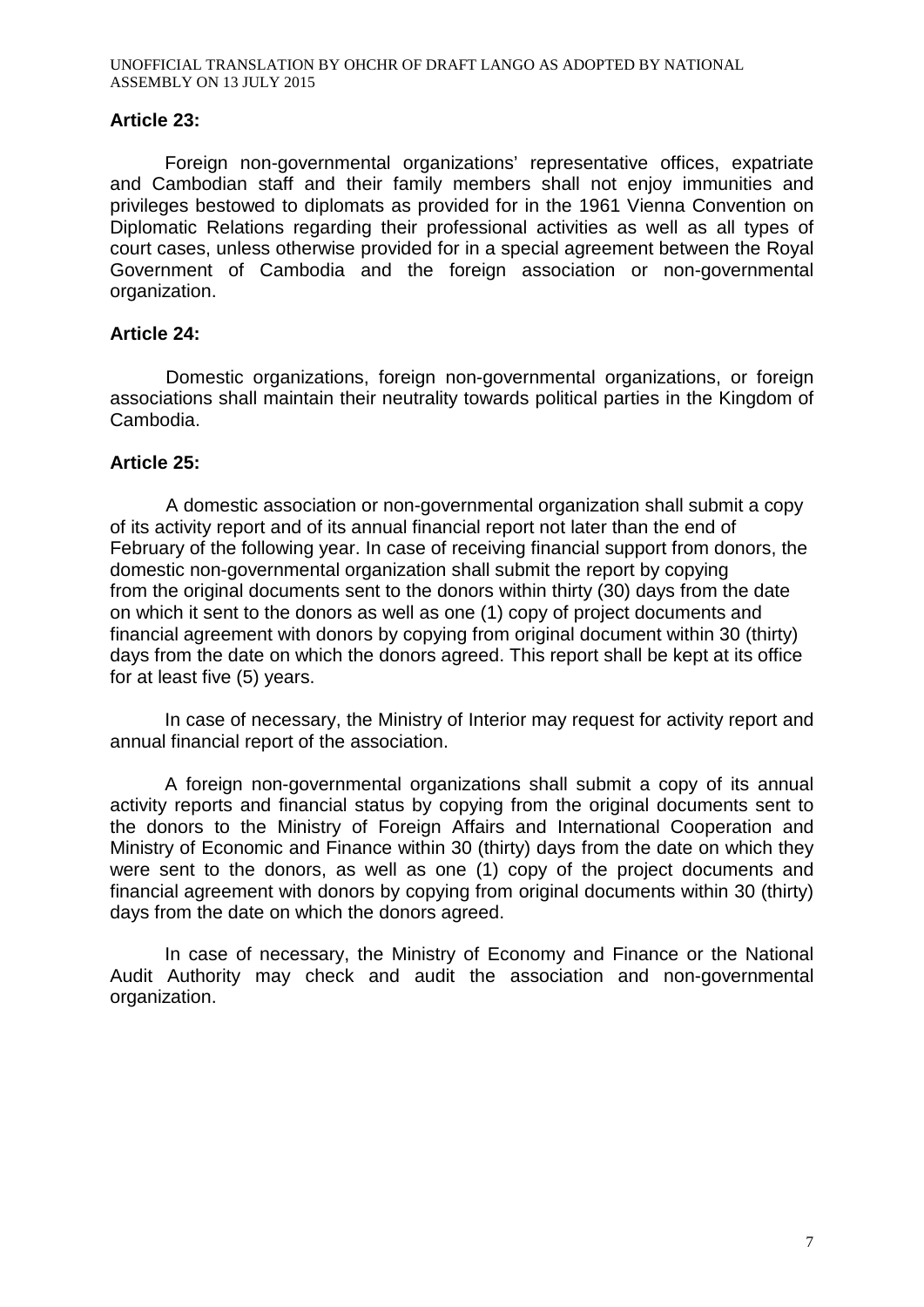**Article 23:**

Foreign non-governmental organizations' representative offices, expatriate and Cambodian staff and their family members shall not enjoy immunities and privileges bestowed to diplomats as provided for in the 1961 Vienna Convention on Diplomatic Relations regarding their professional activities as well as all types of court cases, unless otherwise provided for in a special agreement between the Royal Government of Cambodia and the foreign association or non-governmental organization.

**Article 24:**

Domestic organizations, foreign non-governmental organizations, or foreign associations shall maintain their neutrality towards political parties in the Kingdom of Cambodia.

**Article 25:**

A domestic association or non-governmental organization shall submit a copy of its activity report and of its annual financial report not later than the end of February of the following year. In case of receiving financial support from donors, the domestic non-governmental organization shall submit the report by copying from the original documents sent to the donors within thirty (30) days from the date on which it sent to the donors as well as one (1) copy of project documents and financial agreement with donors by copying from original document within 30 (thirty) days from the date on which the donors agreed. This report shall be kept at its office for at least five (5) years.

In case of necessary, the Ministry of Interior may request for activity report and annual financial report of the association.

A foreign non-governmental organizations shall submit a copy of its annual activity reports and financial status by copying from the original documents sent to the donors to the Ministry of Foreign Affairs and International Cooperation and Ministry of Economic and Finance within 30 (thirty) days from the date on which they were sent to the donors, as well as one (1) copy of the project documents and financial agreement with donors by copying from original documents within 30 (thirty) days from the date on which the donors agreed.

In case of necessary, the Ministry of Economy and Finance or the National Audit Authority may check and audit the association and non-governmental organization.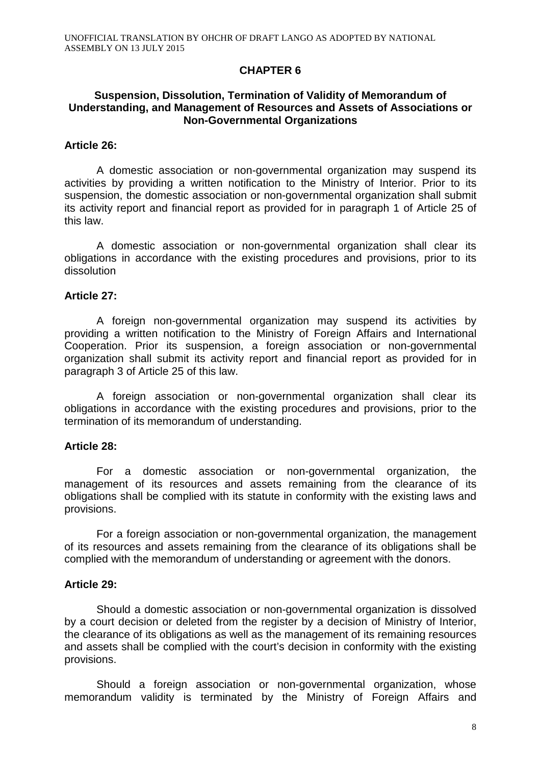# CHAPTER 6

## Suspension, Dissolution, Termination of Validity of Memorandum of Understanding, and Management of Resources and Assets of Associations or Non-Governmental Organizations

### Article 26:

A domestic association or non-governmental organization may suspend its activities by providing a written notification to the Ministry of Interior. Prior to its suspension, the domestic association or non-governmental organization shall submit its activity report and financial report as provided for in paragraph 1 of Article 25 of this law.

A domestic association or non-governmental organization shall clear its obligations in accordance with the existing procedures and provisions, prior to its dissolution

### Article 27:

A foreign non-governmental organization may suspend its activities by providing a written notification to the Ministry of Foreign Affairs and International Cooperation. Prior its suspension, a foreign association or non-governmental organization shall submit its activity report and financial report as provided for in paragraph 3 of Article 25 of this law.

A foreign association or non-governmental organization shall clear its obligations in accordance with the existing procedures and provisions, prior to the termination of its memorandum of understanding.

### Article 28:

For a domestic association or non-governmental organization, the management of its resources and assets remaining from the clearance of its obligations shall be complied with its statute in conformity with the existing laws and provisions.

For a foreign association or non-governmental organization, the management of its resources and assets remaining from the clearance of its obligations shall be complied with the memorandum of understanding or agreement with the donors.

### Article 29:

Should a domestic association or non-governmental organization is dissolved by a court decision or deleted from the register by a decision of Ministry of Interior, the clearance of its obligations as well as the management of its remaining resources and assets shall be complied with the court's decision in conformity with the existing provisions.

Should a foreign association or non-governmental organization, whose memorandum validity is terminated by the Ministry of Foreign Affairs and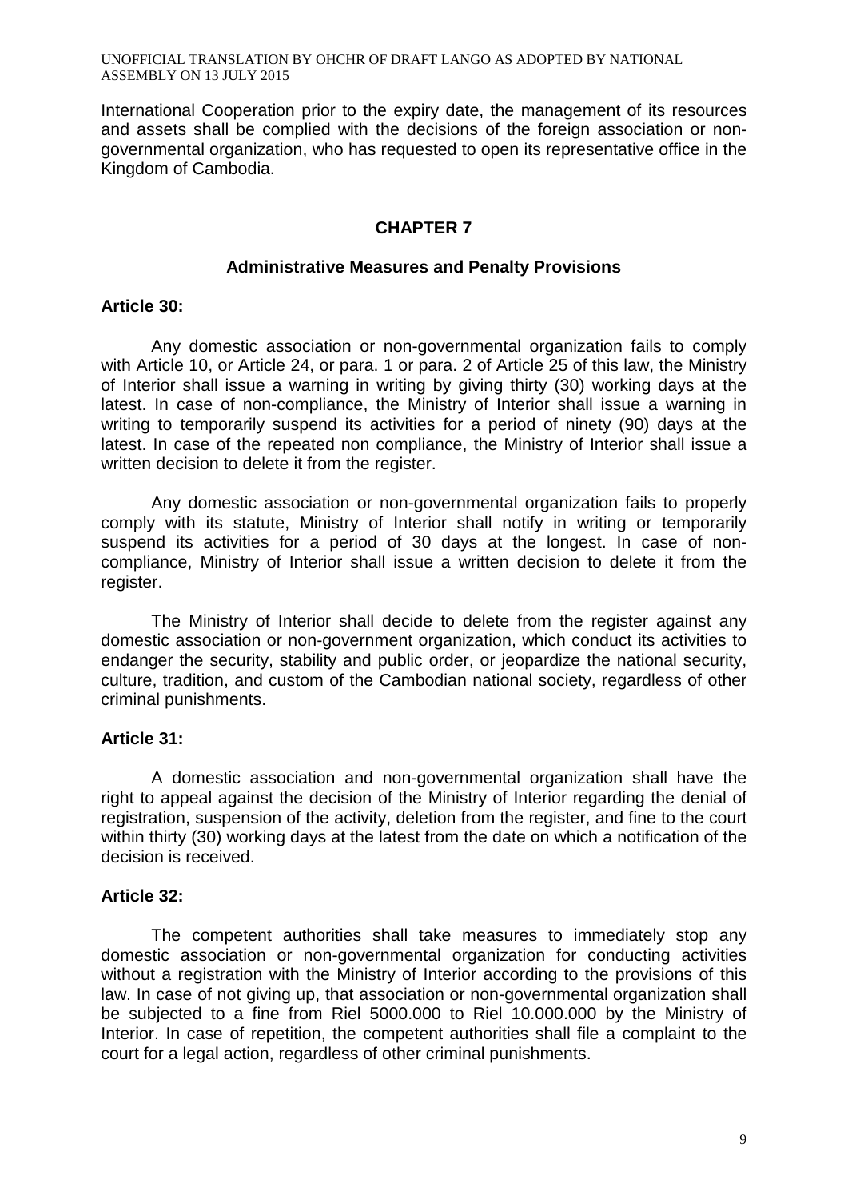International Cooperation prior to the expiry date, the management of its resources and assets shall be complied with the decisions of the foreign association or non-governmental organization, who has requested to open its representative office in the Kingdom of Cambodia.

## CHAPTER 7

### Administrative Measures and Penalty Provisions

**Article 30:**

Any domestic association or non-governmental organization fails to comply with Article 10, or Article 24, or para. 1 or para. 2 of Article 25 of this law, the Ministry of Interior shall issue a warning in writing by giving thirty (30) working days at the latest. In case of non-compliance, the Ministry of Interior shall issue a warning in writing to temporarily suspend its activities for a period of ninety (90) days at the latest. In case of the repeated non compliance, the Ministry of Interior shall issue a written decision to delete it from the register.

Any domestic association or non-governmental organization fails to properly comply with its statute, Ministry of Interior shall notify in writing or temporarily suspend its activities for a period of 30 days at the longest. In case of non-compliance, Ministry of Interior shall issue a written decision to delete it from the register.

The Ministry of Interior shall decide to delete from the register against any domestic association or non-government organization, which conduct its activities to endanger the security, stability and public order, or jeopardize the national security, culture, tradition, and custom of the Cambodian national society, regardless of other criminal punishments.

**Article 31:**

A domestic association and non-governmental organization shall have the right to appeal against the decision of the Ministry of Interior regarding the denial of registration, suspension of the activity, deletion from the register, and fine to the court within thirty (30) working days at the latest from the date on which a notification of the decision is received.

**Article 32:**

The competent authorities shall take measures to immediately stop any domestic association or non-governmental organization for conducting activities without a registration with the Ministry of Interior according to the provisions of this law. In case of not giving up, that association or non-governmental organization shall be subjected to a fine from Riel 5000.000 to Riel 10.000.000 by the Ministry of Interior. In case of repetition, the competent authorities shall file a complaint to the court for a legal action, regardless of other criminal punishments.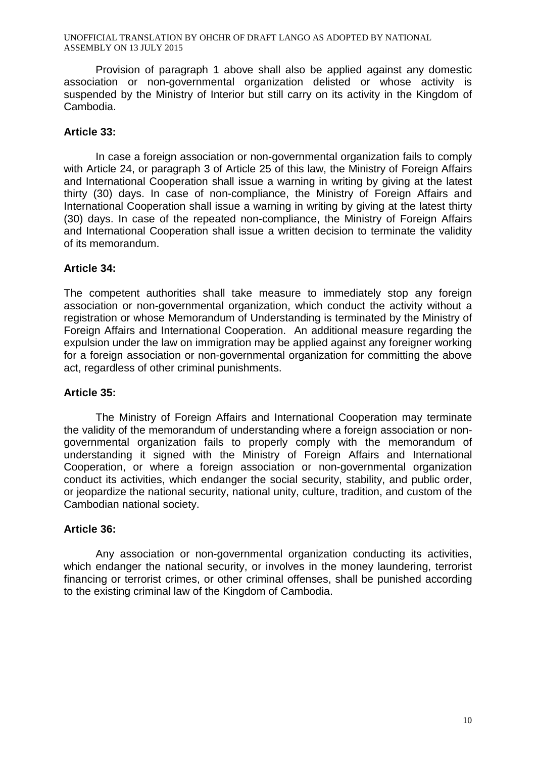Provision of paragraph 1 above shall also be applied against any domestic association or non-governmental organization delisted or whose activity is suspended by the Ministry of Interior but still carry on its activity in the Kingdom of Cambodia.

### Article 33:

In case a foreign association or non-governmental organization fails to comply with Article 24, or paragraph 3 of Article 25 of this law, the Ministry of Foreign Affairs and International Cooperation shall issue a warning in writing by giving at the latest thirty (30) days. In case of non-compliance, the Ministry of Foreign Affairs and International Cooperation shall issue a warning in writing by giving at the latest thirty (30) days. In case of the repeated non-compliance, the Ministry of Foreign Affairs and International Cooperation shall issue a written decision to terminate the validity of its memorandum.

### Article 34:

The competent authorities shall take measure to immediately stop any foreign association or non-governmental organization, which conduct the activity without a registration or whose Memorandum of Understanding is terminated by the Ministry of Foreign Affairs and International Cooperation. An additional measure regarding the expulsion under the law on immigration may be applied against any foreigner working for a foreign association or non-governmental organization for committing the above act, regardless of other criminal punishments.

### Article 35:

The Ministry of Foreign Affairs and International Cooperation may terminate the validity of the memorandum of understanding where a foreign association or non-governmental organization fails to properly comply with the memorandum of understanding it signed with the Ministry of Foreign Affairs and International Cooperation, or where a foreign association or non-governmental organization conduct its activities, which endanger the social security, stability, and public order, or jeopardize the national security, national unity, culture, tradition, and custom of the Cambodian national society.

### Article 36:

Any association or non-governmental organization conducting its activities, which endanger the national security, or involves in the money laundering, terrorist financing or terrorist crimes, or other criminal offenses, shall be punished according to the existing criminal law of the Kingdom of Cambodia.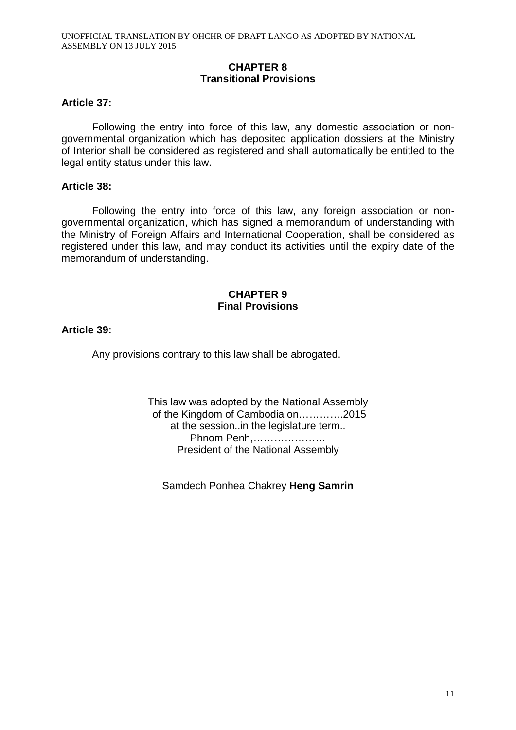## CHAPTER 8
## Transitional Provisions

**Article 37:**

Following the entry into force of this law, any domestic association or non-governmental organization which has deposited application dossiers at the Ministry of Interior shall be considered as registered and shall automatically be entitled to the legal entity status under this law.

**Article 38:**

Following the entry into force of this law, any foreign association or non-governmental organization, which has signed a memorandum of understanding with the Ministry of Foreign Affairs and International Cooperation, shall be considered as registered under this law, and may conduct its activities until the expiry date of the memorandum of understanding.

## CHAPTER 9
## Final Provisions

**Article 39:**

Any provisions contrary to this law shall be abrogated.

This law was adopted by the National Assembly
of the Kingdom of Cambodia on………….2015
at the session..in the legislature term..
Phnom Penh,…………………
President of the National Assembly

Samdech Ponhea Chakrey **Heng Samrin**